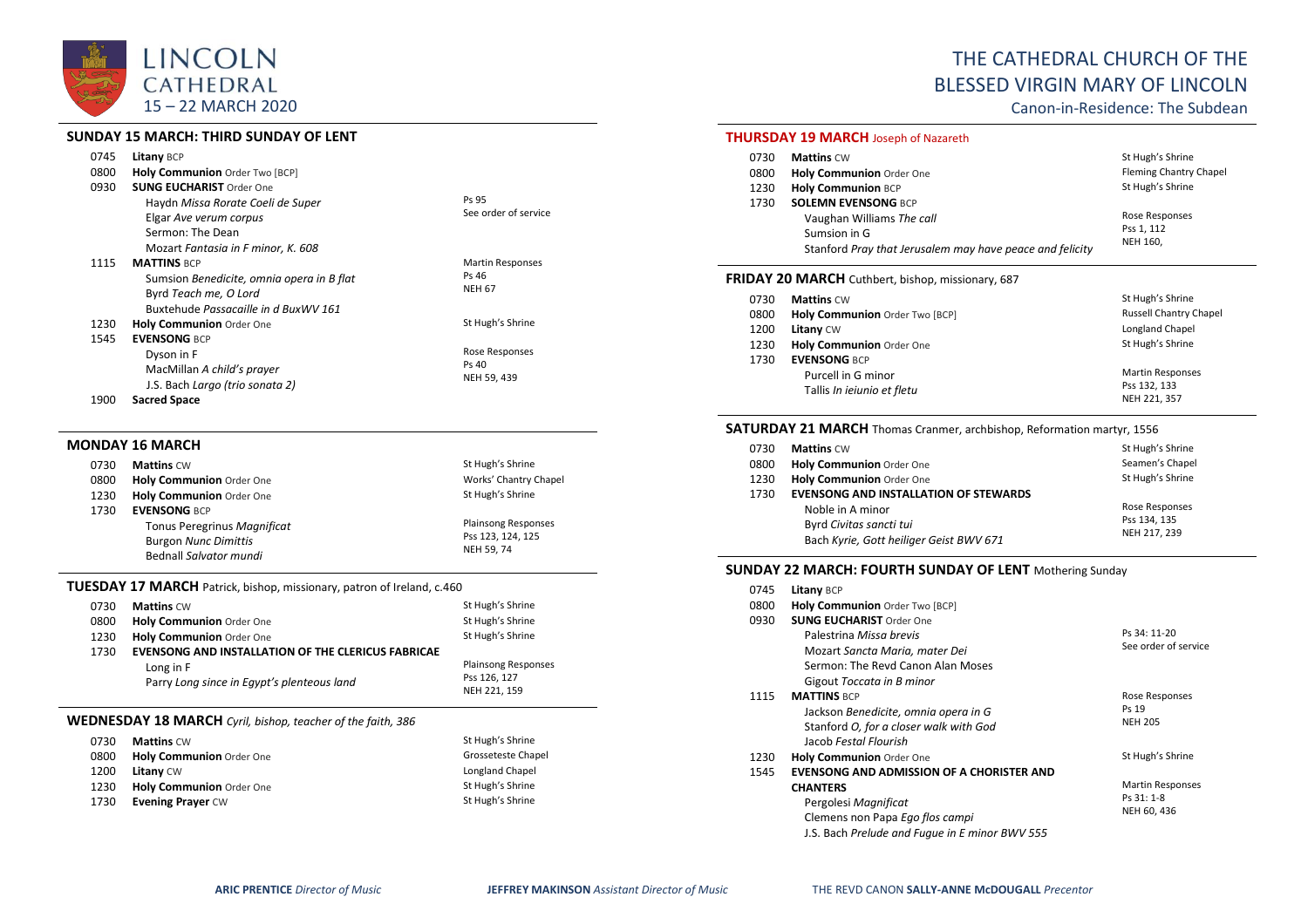# LINCOLN CATHEDRAL

15 – 22 MARCH 2020

# THE CATHEDRAL CHURCH OF THE BLESSED VIRGIN MARY OF LINCOLN

Canon-in-Residence: The Subdean

## SUNDAY 15 MARCH: THIRD SUNDAY OF LENT

| | | |
|---|---|---|
| 0745 | **Litany** BCP | |
| 0800 | **Holy Communion** Order Two [BCP] | |
| 0930 | **SUNG EUCHARIST** Order One<br>Haydn *Missa Rorate Coeli de Super*<br>Elgar *Ave verum corpus*<br>Sermon: The Dean<br>Mozart *Fantasia in F minor, K. 608* | Ps 95<br>See order of service |
| 1115 | **MATTINS** BCP<br>Sumsion *Benedicite, omnia opera in B flat*<br>Byrd *Teach me, O Lord*<br>Buxtehude *Passacaille in d BuxWV 161* | Martin Responses<br>Ps 46<br>NEH 67 |
| 1230 | **Holy Communion** Order One | St Hugh's Shrine |
| 1545 | **EVENSONG** BCP<br>Dyson in F<br>MacMillan *A child's prayer*<br>J.S. Bach *Largo (trio sonata 2)* | Rose Responses<br>Ps 40<br>NEH 59, 439 |
| 1900 | **Sacred Space** | |

## MONDAY 16 MARCH

| | | |
|---|---|---|
| 0730 | **Mattins** CW | St Hugh's Shrine |
| 0800 | **Holy Communion** Order One | Works' Chantry Chapel |
| 1230 | **Holy Communion** Order One | St Hugh's Shrine |
| 1730 | **EVENSONG** BCP<br>Tonus Peregrinus *Magnificat*<br>Burgon *Nunc Dimittis*<br>Bednall *Salvator mundi* | Plainsong Responses<br>Pss 123, 124, 125<br>NEH 59, 74 |

## TUESDAY 17 MARCH Patrick, bishop, missionary, patron of Ireland, c.460

| | | |
|---|---|---|
| 0730 | **Mattins** CW | St Hugh's Shrine |
| 0800 | **Holy Communion** Order One | St Hugh's Shrine |
| 1230 | **Holy Communion** Order One | St Hugh's Shrine |
| 1730 | **EVENSONG AND INSTALLATION OF THE CLERICUS FABRICAE**<br>Long in F<br>Parry *Long since in Egypt's plenteous land* | Plainsong Responses<br>Pss 126, 127<br>NEH 221, 159 |

## WEDNESDAY 18 MARCH *Cyril, bishop, teacher of the faith, 386*

| | | |
|---|---|---|
| 0730 | **Mattins** CW | St Hugh's Shrine |
| 0800 | **Holy Communion** Order One | Grosseteste Chapel |
| 1200 | **Litany** CW | Longland Chapel |
| 1230 | **Holy Communion** Order One | St Hugh's Shrine |
| 1730 | **Evening Prayer** CW | St Hugh's Shrine |

## THURSDAY 19 MARCH Joseph of Nazareth

| | | |
|---|---|---|
| 0730 | **Mattins** CW | St Hugh's Shrine |
| 0800 | **Holy Communion** Order One | Fleming Chantry Chapel |
| 1230 | **Holy Communion** BCP | St Hugh's Shrine |
| 1730 | **SOLEMN EVENSONG** BCP<br>Vaughan Williams *The call*<br>Sumsion in G<br>Stanford *Pray that Jerusalem may have peace and felicity* | Rose Responses<br>Pss 1, 112<br>NEH 160, |

## FRIDAY 20 MARCH Cuthbert, bishop, missionary, 687

| | | |
|---|---|---|
| 0730 | **Mattins** CW | St Hugh's Shrine |
| 0800 | **Holy Communion** Order Two [BCP] | Russell Chantry Chapel |
| 1200 | **Litany** CW | Longland Chapel |
| 1230 | **Holy Communion** Order One | St Hugh's Shrine |
| 1730 | **EVENSONG** BCP<br>Purcell in G minor<br>Tallis *In ieiunio et fletu* | Martin Responses<br>Pss 132, 133<br>NEH 221, 357 |

## SATURDAY 21 MARCH Thomas Cranmer, archbishop, Reformation martyr, 1556

| | | |
|---|---|---|
| 0730 | **Mattins** CW | St Hugh's Shrine |
| 0800 | **Holy Communion** Order One | Seamen's Chapel |
| 1230 | **Holy Communion** Order One | St Hugh's Shrine |
| 1730 | **EVENSONG AND INSTALLATION OF STEWARDS**<br>Noble in A minor<br>Byrd *Civitas sancti tui*<br>Bach *Kyrie, Gott heiliger Geist BWV 671* | Rose Responses<br>Pss 134, 135<br>NEH 217, 239 |

## SUNDAY 22 MARCH: FOURTH SUNDAY OF LENT Mothering Sunday

| | | |
|---|---|---|
| 0745 | **Litany** BCP | |
| 0800 | **Holy Communion** Order Two [BCP] | |
| 0930 | **SUNG EUCHARIST** Order One<br>Palestrina *Missa brevis*<br>Mozart *Sancta Maria, mater Dei*<br>Sermon: The Revd Canon Alan Moses<br>Gigout *Toccata in B minor* | Ps 34: 11-20<br>See order of service |
| 1115 | **MATTINS** BCP<br>Jackson *Benedicite, omnia opera in G*<br>Stanford *O, for a closer walk with God*<br>Jacob *Festal Flourish* | Rose Responses<br>Ps 19<br>NEH 205 |
| 1230 | **Holy Communion** Order One | St Hugh's Shrine |
| 1545 | **EVENSONG AND ADMISSION OF A CHORISTER AND CHANTERS**<br>Pergolesi *Magnificat*<br>Clemens non Papa *Ego flos campi*<br>J.S. Bach *Prelude and Fugue in E minor BWV 555* | Martin Responses<br>Ps 31: 1-8<br>NEH 60, 436 |

**ARIC PRENTICE** *Director of Music* **JEFFREY MAKINSON** *Assistant Director of Music* THE REVD CANON **SALLY-ANNE McDOUGALL** *Precentor*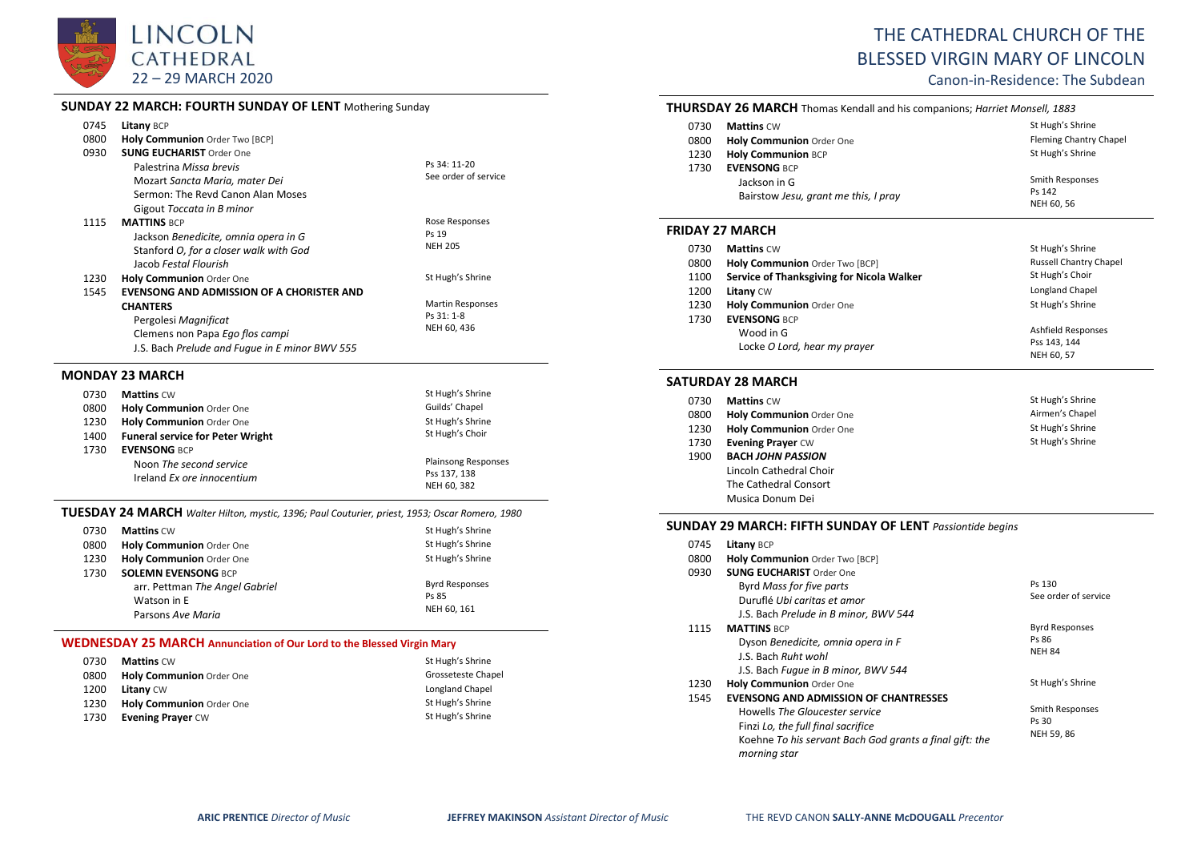# LINCOLN CATHEDRAL
## 22 – 29 MARCH 2020

# THE CATHEDRAL CHURCH OF THE BLESSED VIRGIN MARY OF LINCOLN

Canon-in-Residence: The Subdean

### SUNDAY 22 MARCH: FOURTH SUNDAY OF LENT Mothering Sunday

| | | |
|---|---|---|
| 0745 | **Litany** BCP | |
| 0800 | **Holy Communion** Order Two [BCP] | |
| 0930 | **SUNG EUCHARIST** Order One | |
| | Palestrina *Missa brevis* | Ps 34: 11-20 |
| | Mozart *Sancta Maria, mater Dei* | See order of service |
| | Sermon: The Revd Canon Alan Moses | |
| | Gigout *Toccata in B minor* | |
| 1115 | **MATTINS** BCP | Rose Responses |
| | Jackson *Benedicite, omnia opera in G* | Ps 19 |
| | Stanford *O, for a closer walk with God* | NEH 205 |
| | Jacob *Festal Flourish* | |
| 1230 | **Holy Communion** Order One | St Hugh's Shrine |
| 1545 | **EVENSONG AND ADMISSION OF A CHORISTER AND CHANTERS** | Martin Responses |
| | Pergolesi *Magnificat* | Ps 31: 1-8 |
| | Clemens non Papa *Ego flos campi* | NEH 60, 436 |
| | J.S. Bach *Prelude and Fugue in E minor BWV 555* | |

### MONDAY 23 MARCH

| | | |
|---|---|---|
| 0730 | **Mattins** CW | St Hugh's Shrine |
| 0800 | **Holy Communion** Order One | Guilds' Chapel |
| 1230 | **Holy Communion** Order One | St Hugh's Shrine |
| 1400 | **Funeral service for Peter Wright** | St Hugh's Choir |
| 1730 | **EVENSONG** BCP | |
| | Noon *The second service* | Plainsong Responses |
| | Ireland *Ex ore innocentium* | Pss 137, 138 |
| | | NEH 60, 382 |

### TUESDAY 24 MARCH *Walter Hilton, mystic, 1396; Paul Couturier, priest, 1953; Oscar Romero, 1980*

| | | |
|---|---|---|
| 0730 | **Mattins** CW | St Hugh's Shrine |
| 0800 | **Holy Communion** Order One | St Hugh's Shrine |
| 1230 | **Holy Communion** Order One | St Hugh's Shrine |
| 1730 | **SOLEMN EVENSONG** BCP | |
| | arr. Pettman *The Angel Gabriel* | Byrd Responses |
| | Watson in E | Ps 85 |
| | Parsons *Ave Maria* | NEH 60, 161 |

### WEDNESDAY 25 MARCH Annunciation of Our Lord to the Blessed Virgin Mary

| | | |
|---|---|---|
| 0730 | **Mattins** CW | St Hugh's Shrine |
| 0800 | **Holy Communion** Order One | Grosseteste Chapel |
| 1200 | **Litany** CW | Longland Chapel |
| 1230 | **Holy Communion** Order One | St Hugh's Shrine |
| 1730 | **Evening Prayer** CW | St Hugh's Shrine |

### THURSDAY 26 MARCH Thomas Kendall and his companions; *Harriet Monsell, 1883*

| | | |
|---|---|---|
| 0730 | **Mattins** CW | St Hugh's Shrine |
| 0800 | **Holy Communion** Order One | Fleming Chantry Chapel |
| 1230 | **Holy Communion** BCP | St Hugh's Shrine |
| 1730 | **EVENSONG** BCP | |
| | Jackson in G | Smith Responses |
| | Bairstow *Jesu, grant me this, I pray* | Ps 142 |
| | | NEH 60, 56 |

### FRIDAY 27 MARCH

| | | |
|---|---|---|
| 0730 | **Mattins** CW | St Hugh's Shrine |
| 0800 | **Holy Communion** Order Two [BCP] | Russell Chantry Chapel |
| 1100 | **Service of Thanksgiving for Nicola Walker** | St Hugh's Choir |
| 1200 | **Litany** CW | Longland Chapel |
| 1230 | **Holy Communion** Order One | St Hugh's Shrine |
| 1730 | **EVENSONG** BCP | |
| | Wood in G | Ashfield Responses |
| | Locke *O Lord, hear my prayer* | Pss 143, 144 |
| | | NEH 60, 57 |

### SATURDAY 28 MARCH

| | | |
|---|---|---|
| 0730 | **Mattins** CW | St Hugh's Shrine |
| 0800 | **Holy Communion** Order One | Airmen's Chapel |
| 1230 | **Holy Communion** Order One | St Hugh's Shrine |
| 1730 | **Evening Prayer** CW | St Hugh's Shrine |
| 1900 | **BACH *JOHN PASSION*** | |
| | Lincoln Cathedral Choir | |
| | The Cathedral Consort | |
| | Musica Donum Dei | |

### SUNDAY 29 MARCH: FIFTH SUNDAY OF LENT *Passiontide begins*

| | | |
|---|---|---|
| 0745 | **Litany** BCP | |
| 0800 | **Holy Communion** Order Two [BCP] | |
| 0930 | **SUNG EUCHARIST** Order One | |
| | Byrd *Mass for five parts* | Ps 130 |
| | Duruflé *Ubi caritas et amor* | See order of service |
| | J.S. Bach *Prelude in B minor, BWV 544* | |
| 1115 | **MATTINS** BCP | Byrd Responses |
| | Dyson *Benedicite, omnia opera in F* | Ps 86 |
| | J.S. Bach *Ruht wohl* | NEH 84 |
| | J.S. Bach *Fugue in B minor, BWV 544* | |
| 1230 | **Holy Communion** Order One | St Hugh's Shrine |
| 1545 | **EVENSONG AND ADMISSION OF CHANTRESSES** | |
| | Howells *The Gloucester service* | Smith Responses |
| | Finzi *Lo, the full final sacrifice* | Ps 30 |
| | Koehne *To his servant Bach God grants a final gift: the morning star* | NEH 59, 86 |

**ARIC PRENTICE** *Director of Music* **JEFFREY MAKINSON** *Assistant Director of Music* THE REVD CANON **SALLY-ANNE McDOUGALL** *Precentor*